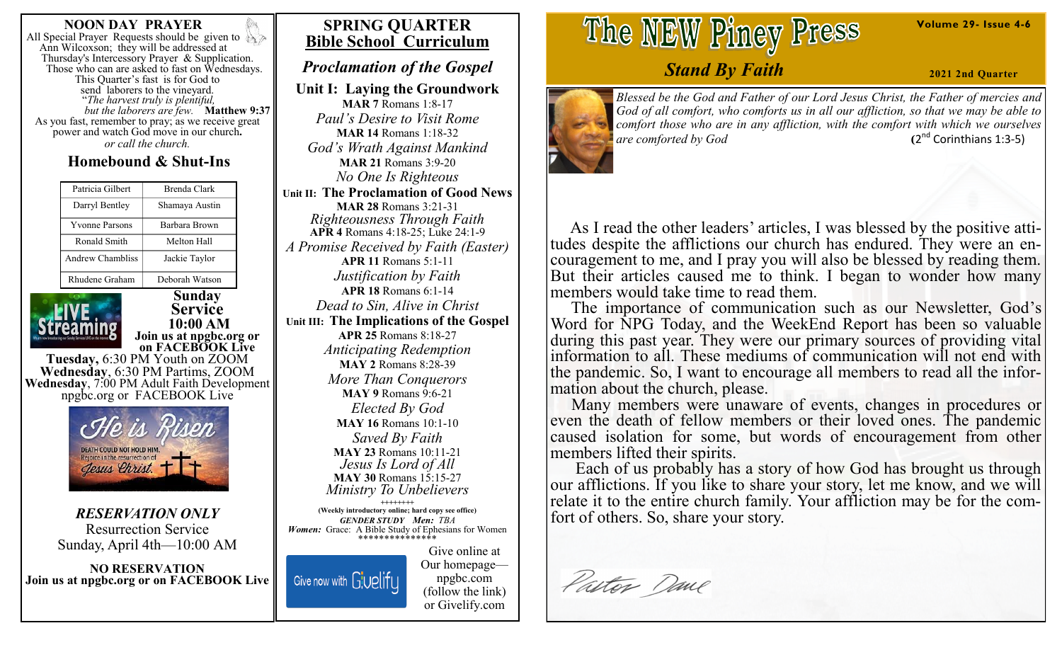# NOON DAY PRAYER

All Special Prayer Requests should be given to Ann Wilcoxson; they will be addressed at Thursday's Intercessory Prayer & Supplication. Those who can are asked to fast on Wednesdays. This Quarter's fast is for God to send laborers to the vineyard.
*"The harvest truly is plentiful, but the laborers are few.* **Matthew 9:37**
As you fast, remember to pray; as we receive great power and watch God move in our church**.**
*or call the church.*

## Homebound & Shut-Ins

| | |
|---|---|
| Patricia Gilbert | Brenda Clark |
| Darryl Bentley | Shamaya Austin |
| Yvonne Parsons | Barbara Brown |
| Ronald Smith | Melton Hall |
| Andrew Chambliss | Jackie Taylor |
| Rhudene Graham | Deborah Watson |

LIVE Streaming

**Sunday Service 10:00 AM**
**Join us at npgbc.org or on FACEBOOK Live**

**Tuesday,** 6:30 PM Youth on ZOOM
**Wednesday**, 6:30 PM Partims, ZOOM
**Wednesday**, 7:00 PM Adult Faith Development npgbc.org or FACEBOOK Live

He is Risen
DEATH COULD NOT HOLD HIM. Rejoice in the resurrection of Jesus Christ.

***RESERVATION ONLY***
Resurrection Service
Sunday, April 4th—10:00 AM

**NO RESERVATION**
**Join us at npgbc.org or on FACEBOOK Live**

# SPRING QUARTER
## Bible School Curriculum

### *Proclamation of the Gospel*

**Unit I: Laying the Groundwork**

**MAR 7** Romans 1:8-17
*Paul's Desire to Visit Rome*
**MAR 14** Romans 1:18-32
*God's Wrath Against Mankind*
**MAR 21** Romans 3:9-20
*No One Is Righteous*

**Unit II: The Proclamation of Good News**

**MAR 28** Romans 3:21-31
*Righteousness Through Faith*
**APR 4** Romans 4:18-25; Luke 24:1-9
*A Promise Received by Faith (Easter)*
**APR 11** Romans 5:1-11
*Justification by Faith*
**APR 18** Romans 6:1-14
*Dead to Sin, Alive in Christ*

**Unit III: The Implications of the Gospel**

**APR 25** Romans 8:18-27
*Anticipating Redemption*
**MAY 2** Romans 8:28-39
*More Than Conquerors*
**MAY 9** Romans 9:6-21
*Elected By God*
**MAY 16** Romans 10:1-10
*Saved By Faith*
**MAY 23** Romans 10:11-21
*Jesus Is Lord of All*
**MAY 30** Romans 15:15-27
*Ministry To Unbelievers*

++++++++

**(Weekly introductory online; hard copy see office)**
***GENDER STUDY Men:*** *TBA*
***Women:*** Grace: A Bible Study of Ephesians for Women
***************

Give now with Givelify

Give online at Our homepage— npgbc.com (follow the link) or Givelify.com

# The NEW Piney Press

**Volume 29- Issue 4-6**

## *Stand By Faith*

**2021 2nd Quarter**

*Blessed be the God and Father of our Lord Jesus Christ, the Father of mercies and God of all comfort, who comforts us in all our affliction, so that we may be able to comfort those who are in any affliction, with the comfort with which we ourselves are comforted by God* **(**2nd Corinthians 1:3-5)

As I read the other leaders' articles, I was blessed by the positive attitudes despite the afflictions our church has endured. They were an encouragement to me, and I pray you will also be blessed by reading them. But their articles caused me to think. I began to wonder how many members would take time to read them.

The importance of communication such as our Newsletter, God's Word for NPG Today, and the WeekEnd Report has been so valuable during this past year. They were our primary sources of providing vital information to all. These mediums of communication will not end with the pandemic. So, I want to encourage all members to read all the information about the church, please.

Many members were unaware of events, changes in procedures or even the death of fellow members or their loved ones. The pandemic caused isolation for some, but words of encouragement from other members lifted their spirits.

Each of us probably has a story of how God has brought us through our afflictions. If you like to share your story, let me know, and we will relate it to the entire church family. Your affliction may be for the comfort of others. So, share your story.

*Pastor Dave*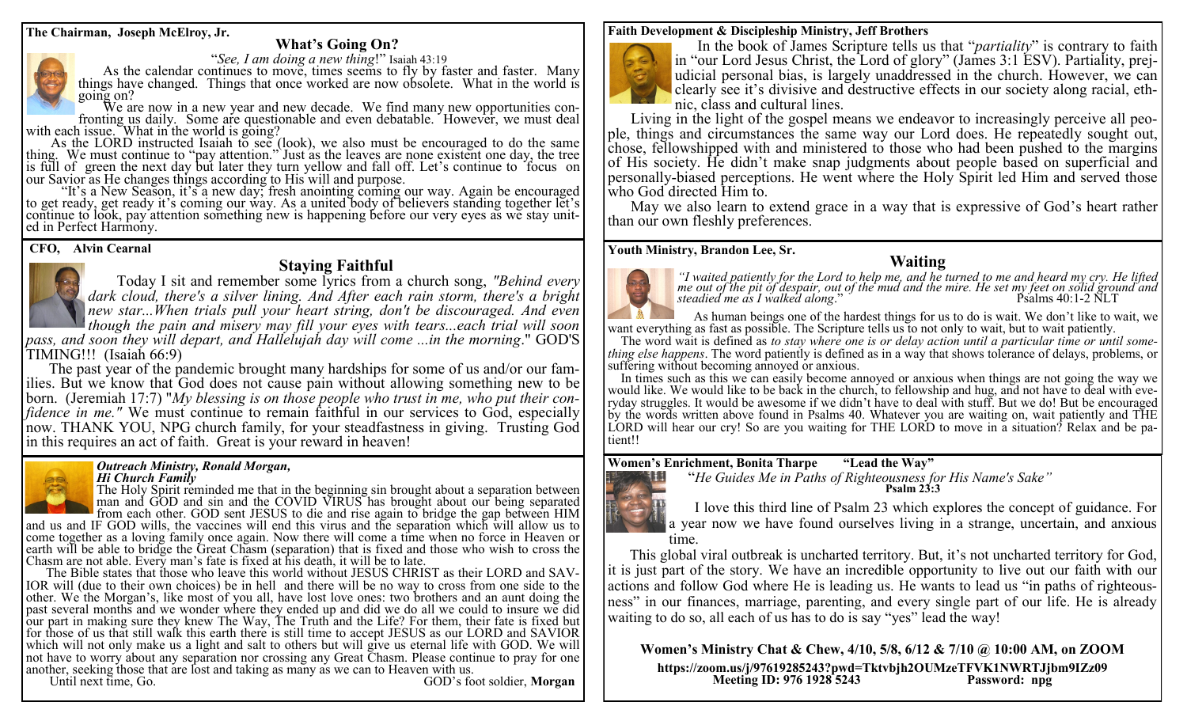**The Chairman, Joseph McElroy, Jr.**

## What's Going On?

"*See, I am doing a new thing*!" Isaiah 43:19

As the calendar continues to move, times seems to fly by faster and faster. Many things have changed. Things that once worked are now obsolete. What in the world is going on?

We are now in a new year and new decade. We find many new opportunities confronting us daily. Some are questionable and even debatable. However, we must deal with each issue. What in the world is going?

As the LORD instructed Isaiah to see (look), we also must be encouraged to do the same thing. We must continue to "pay attention." Just as the leaves are none existent one day, the tree is full of green the next day but later they turn yellow and fall off. Let's continue to focus on our Savior as He changes things according to His will and purpose.

"It's a New Season, it's a new day; fresh anointing coming our way. Again be encouraged to get ready, get ready it's coming our way. As a united body of believers standing together let's continue to look, pay attention something new is happening before our very eyes as we stay united in Perfect Harmony.

**CFO, Alvin Cearnal**

## Staying Faithful

Today I sit and remember some lyrics from a church song, *"Behind every dark cloud, there's a silver lining. And After each rain storm, there's a bright new star...When trials pull your heart string, don't be discouraged. And even though the pain and misery may fill your eyes with tears...each trial will soon pass, and soon they will depart, and Hallelujah day will come ...in the morning*." GOD'S TIMING!!! (Isaiah 66:9)

The past year of the pandemic brought many hardships for some of us and/or our families. But we know that God does not cause pain without allowing something new to be born. (Jeremiah 17:7) "*My blessing is on those people who trust in me, who put their confidence in me."* We must continue to remain faithful in our services to God, especially now. THANK YOU, NPG church family, for your steadfastness in giving. Trusting God in this requires an act of faith. Great is your reward in heaven!

***Outreach Ministry, Ronald Morgan,***
***Hi Church Family***

The Holy Spirit reminded me that in the beginning sin brought about a separation between man and GOD and sin and the COVID VIRUS has brought about our being separated from each other. GOD sent JESUS to die and rise again to bridge the gap between HIM and us and IF GOD wills, the vaccines will end this virus and the separation which will allow us to come together as a loving family once again. Now there will come a time when no force in Heaven or earth will be able to bridge the Great Chasm (separation) that is fixed and those who wish to cross the Chasm are not able. Every man's fate is fixed at his death, it will be to late.

The Bible states that those who leave this world without JESUS CHRIST as their LORD and SAVIOR will (due to their own choices) be in hell and there will be no way to cross from one side to the other. We the Morgan's, like most of you all, have lost love ones: two brothers and an aunt doing the past several months and we wonder where they ended up and did we do all we could to insure we did our part in making sure they knew The Way, The Truth and the Life? For them, their fate is fixed but for those of us that still walk this earth there is still time to accept JESUS as our LORD and SAVIOR which will not only make us a light and salt to others but will give us eternal life with GOD. We will not have to worry about any separation nor crossing any Great Chasm. Please continue to pray for one another, seeking those that are lost and taking as many as we can to Heaven with us.

Until next time, Go. GOD's foot soldier, **Morgan**

**Faith Development & Discipleship Ministry, Jeff Brothers**

In the book of James Scripture tells us that "*partiality*" is contrary to faith in "our Lord Jesus Christ, the Lord of glory" (James 3:1 ESV). Partiality, prejudicial personal bias, is largely unaddressed in the church. However, we can clearly see it's divisive and destructive effects in our society along racial, ethnic, class and cultural lines.

Living in the light of the gospel means we endeavor to increasingly perceive all people, things and circumstances the same way our Lord does. He repeatedly sought out, chose, fellowshipped with and ministered to those who had been pushed to the margins of His society. He didn't make snap judgments about people based on superficial and personally-biased perceptions. He went where the Holy Spirit led Him and served those who God directed Him to.

May we also learn to extend grace in a way that is expressive of God's heart rather than our own fleshly preferences.

**Youth Ministry, Brandon Lee, Sr.**

## Waiting

*"I waited patiently for the Lord to help me, and he turned to me and heard my cry. He lifted me out of the pit of despair, out of the mud and the mire. He set my feet on solid ground and steadied me as I walked along*." Psalms 40:1-2 NLT

As human beings one of the hardest things for us to do is wait. We don't like to wait, we want everything as fast as possible. The Scripture tells us to not only to wait, but to wait patiently.

The word wait is defined as *to stay where one is or delay action until a particular time or until something else happens*. The word patiently is defined as in a way that shows tolerance of delays, problems, or suffering without becoming annoyed or anxious.

In times such as this we can easily become annoyed or anxious when things are not going the way we would like. We would like to be back in the church, to fellowship and hug, and not have to deal with everyday struggles. It would be awesome if we didn't have to deal with stuff. But we do! But be encouraged by the words written above found in Psalms 40. Whatever you are waiting on, wait patiently and THE LORD will hear our cry! So are you waiting for THE LORD to move in a situation? Relax and be patient!!

**Women's Enrichment, Bonita Tharpe "Lead the Way"**

"*He Guides Me in Paths of Righteousness for His Name's Sake"* **Psalm 23:3**

I love this third line of Psalm 23 which explores the concept of guidance. For a year now we have found ourselves living in a strange, uncertain, and anxious time.

This global viral outbreak is uncharted territory. But, it's not uncharted territory for God, it is just part of the story. We have an incredible opportunity to live out our faith with our actions and follow God where He is leading us. He wants to lead us "in paths of righteousness" in our finances, marriage, parenting, and every single part of our life. He is already waiting to do so, all each of us has to do is say "yes" lead the way!

**Women's Ministry Chat & Chew, 4/10, 5/8, 6/12 & 7/10 @ 10:00 AM, on ZOOM**

**https://zoom.us/j/97619285243?pwd=Tktvbjh2OUMzeTFVK1NWRTJjbm9IZz09**
**Meeting ID: 976 1928 5243 Password: npg**